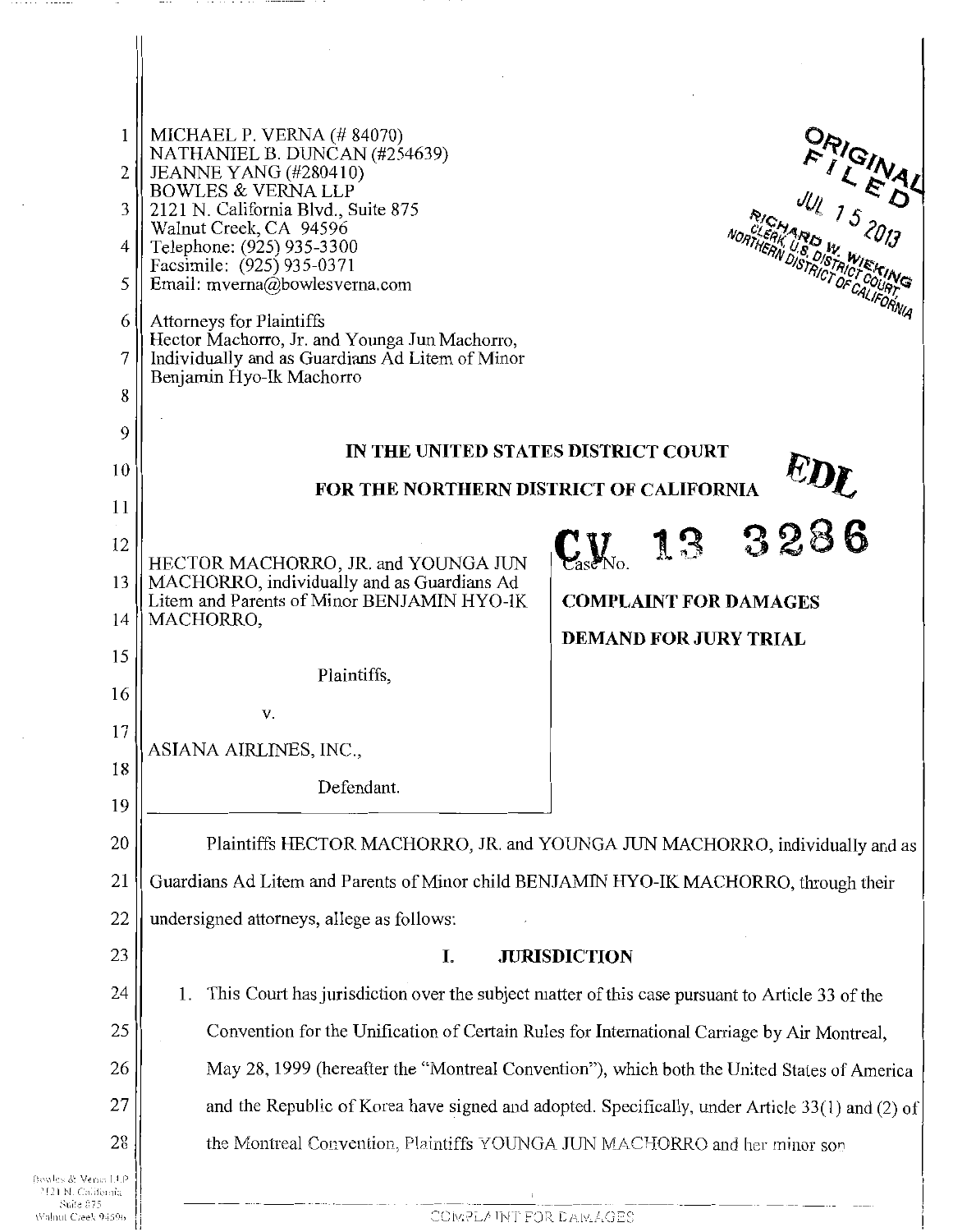MICHAEL P. VERNA (# 84070)
NATHANIEL B. DUNCAN (#254639)
JEANNE YANG (#280410)
BOWLES & VERNA LLP
2121 N. California Blvd., Suite 875
Walnut Creek, CA 94596
Telephone: (925) 935-3300
Facsimile: (925) 935-0371
Email: mverna@bowlesverna.com

Attorneys for Plaintiffs
Hector Machorro, Jr. and Younga Jun Machorro,
Individually and as Guardians Ad Litem of Minor
Benjamin Hyo-Ik Machorro

ORIGINAL FILED
JUL 15 2013
RICHARD W. WIEKING
CLERK, U.S. DISTRICT COURT
NORTHERN DISTRICT OF CALIFORNIA

**IN THE UNITED STATES DISTRICT COURT**

**FOR THE NORTHERN DISTRICT OF CALIFORNIA**

EDL

HECTOR MACHORRO, JR. and YOUNGA JUN MACHORRO, individually and as Guardians Ad Litem and Parents of Minor BENJAMIN HYO-IK MACHORRO,

Plaintiffs,

v.

ASIANA AIRLINES, INC.,

Defendant.

Case No. **CV 13 3286**

**COMPLAINT FOR DAMAGES**

**DEMAND FOR JURY TRIAL**

Plaintiffs HECTOR MACHORRO, JR. and YOUNGA JUN MACHORRO, individually and as Guardians Ad Litem and Parents of Minor child BENJAMIN HYO-IK MACHORRO, through their undersigned attorneys, allege as follows:

## I. JURISDICTION

1. This Court has jurisdiction over the subject matter of this case pursuant to Article 33 of the Convention for the Unification of Certain Rules for International Carriage by Air Montreal, May 28, 1999 (hereafter the "Montreal Convention"), which both the United States of America and the Republic of Korea have signed and adopted. Specifically, under Article 33(1) and (2) of the Montreal Convention, Plaintiffs YOUNGA JUN MACHORRO and her minor son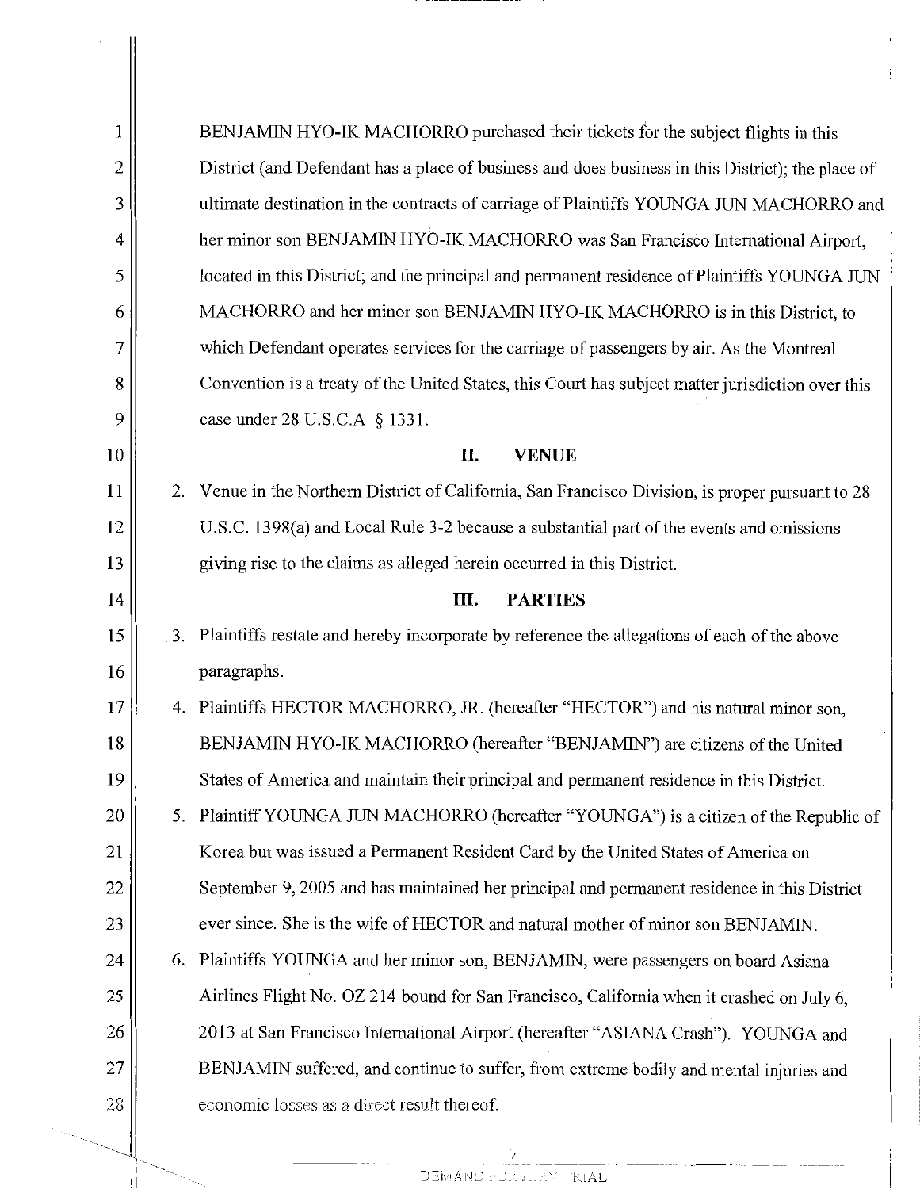BENJAMIN HYO-IK MACHORRO purchased their tickets for the subject flights in this District (and Defendant has a place of business and does business in this District); the place of ultimate destination in the contracts of carriage of Plaintiffs YOUNGA JUN MACHORRO and her minor son BENJAMIN HYO-IK MACHORRO was San Francisco International Airport, located in this District; and the principal and permanent residence of Plaintiffs YOUNGA JUN MACHORRO and her minor son BENJAMIN HYO-IK MACHORRO is in this District, to which Defendant operates services for the carriage of passengers by air. As the Montreal Convention is a treaty of the United States, this Court has subject matter jurisdiction over this case under 28 U.S.C.A § 1331.

## II. VENUE

2. Venue in the Northern District of California, San Francisco Division, is proper pursuant to 28 U.S.C. 1398(a) and Local Rule 3-2 because a substantial part of the events and omissions giving rise to the claims as alleged herein occurred in this District.

## III. PARTIES

3. Plaintiffs restate and hereby incorporate by reference the allegations of each of the above paragraphs.
4. Plaintiffs HECTOR MACHORRO, JR. (hereafter "HECTOR") and his natural minor son, BENJAMIN HYO-IK MACHORRO (hereafter "BENJAMIN") are citizens of the United States of America and maintain their principal and permanent residence in this District.
5. Plaintiff YOUNGA JUN MACHORRO (hereafter "YOUNGA") is a citizen of the Republic of Korea but was issued a Permanent Resident Card by the United States of America on September 9, 2005 and has maintained her principal and permanent residence in this District ever since. She is the wife of HECTOR and natural mother of minor son BENJAMIN.
6. Plaintiffs YOUNGA and her minor son, BENJAMIN, were passengers on board Asiana Airlines Flight No. OZ 214 bound for San Francisco, California when it crashed on July 6, 2013 at San Francisco International Airport (hereafter "ASIANA Crash"). YOUNGA and BENJAMIN suffered, and continue to suffer, from extreme bodily and mental injuries and economic losses as a direct result thereof.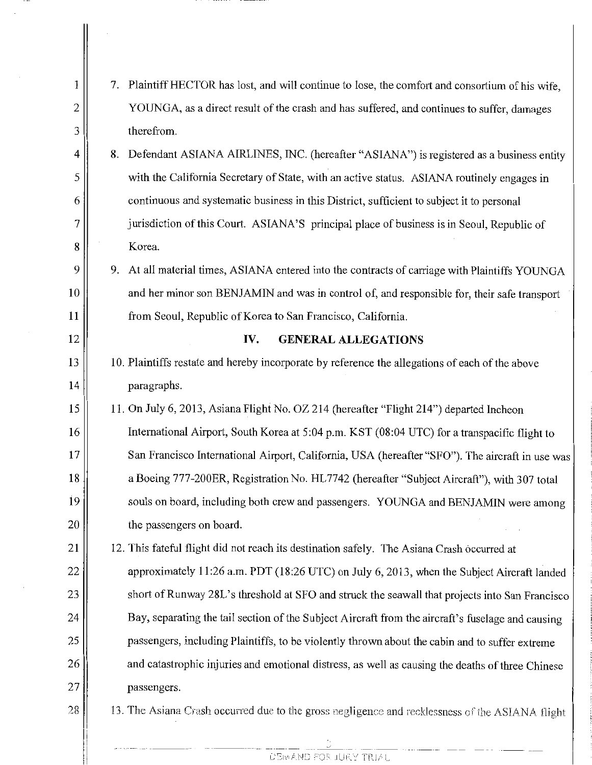7. Plaintiff HECTOR has lost, and will continue to lose, the comfort and consortium of his wife, YOUNGA, as a direct result of the crash and has suffered, and continues to suffer, damages therefrom.

8. Defendant ASIANA AIRLINES, INC. (hereafter "ASIANA") is registered as a business entity with the California Secretary of State, with an active status. ASIANA routinely engages in continuous and systematic business in this District, sufficient to subject it to personal jurisdiction of this Court. ASIANA'S principal place of business is in Seoul, Republic of Korea.

9. At all material times, ASIANA entered into the contracts of carriage with Plaintiffs YOUNGA and her minor son BENJAMIN and was in control of, and responsible for, their safe transport from Seoul, Republic of Korea to San Francisco, California.

## IV. GENERAL ALLEGATIONS

10. Plaintiffs restate and hereby incorporate by reference the allegations of each of the above paragraphs.

11. On July 6, 2013, Asiana Flight No. OZ 214 (hereafter "Flight 214") departed Incheon International Airport, South Korea at 5:04 p.m. KST (08:04 UTC) for a transpacific flight to San Francisco International Airport, California, USA (hereafter "SFO"). The aircraft in use was a Boeing 777-200ER, Registration No. HL7742 (hereafter "Subject Aircraft"), with 307 total souls on board, including both crew and passengers. YOUNGA and BENJAMIN were among the passengers on board.

12. This fateful flight did not reach its destination safely. The Asiana Crash occurred at approximately 11:26 a.m. PDT (18:26 UTC) on July 6, 2013, when the Subject Aircraft landed short of Runway 28L's threshold at SFO and struck the seawall that projects into San Francisco Bay, separating the tail section of the Subject Aircraft from the aircraft's fuselage and causing passengers, including Plaintiffs, to be violently thrown about the cabin and to suffer extreme and catastrophic injuries and emotional distress, as well as causing the deaths of three Chinese passengers.

13. The Asiana Crash occurred due to the gross negligence and recklessness of the ASIANA flight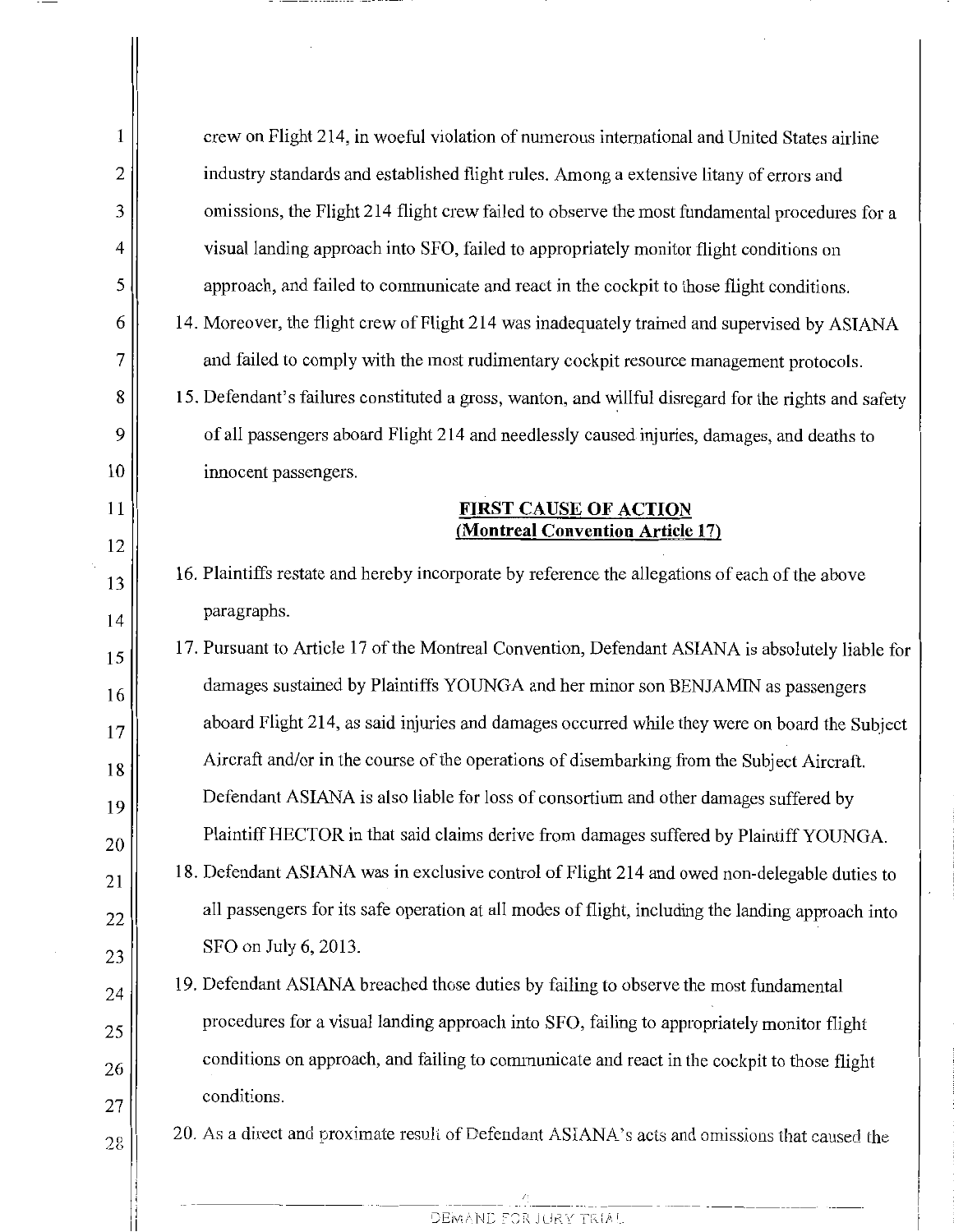crew on Flight 214, in woeful violation of numerous international and United States airline industry standards and established flight rules. Among a extensive litany of errors and omissions, the Flight 214 flight crew failed to observe the most fundamental procedures for a visual landing approach into SFO, failed to appropriately monitor flight conditions on approach, and failed to communicate and react in the cockpit to those flight conditions.

14. Moreover, the flight crew of Flight 214 was inadequately trained and supervised by ASIANA and failed to comply with the most rudimentary cockpit resource management protocols.

15. Defendant's failures constituted a gross, wanton, and willful disregard for the rights and safety of all passengers aboard Flight 214 and needlessly caused injuries, damages, and deaths to innocent passengers.

**FIRST CAUSE OF ACTION**
**(Montreal Convention Article 17)**

16. Plaintiffs restate and hereby incorporate by reference the allegations of each of the above paragraphs.

17. Pursuant to Article 17 of the Montreal Convention, Defendant ASIANA is absolutely liable for damages sustained by Plaintiffs YOUNGA and her minor son BENJAMIN as passengers aboard Flight 214, as said injuries and damages occurred while they were on board the Subject Aircraft and/or in the course of the operations of disembarking from the Subject Aircraft. Defendant ASIANA is also liable for loss of consortium and other damages suffered by Plaintiff HECTOR in that said claims derive from damages suffered by Plaintiff YOUNGA.

18. Defendant ASIANA was in exclusive control of Flight 214 and owed non-delegable duties to all passengers for its safe operation at all modes of flight, including the landing approach into SFO on July 6, 2013.

19. Defendant ASIANA breached those duties by failing to observe the most fundamental procedures for a visual landing approach into SFO, failing to appropriately monitor flight conditions on approach, and failing to communicate and react in the cockpit to those flight conditions.

20. As a direct and proximate result of Defendant ASIANA's acts and omissions that caused the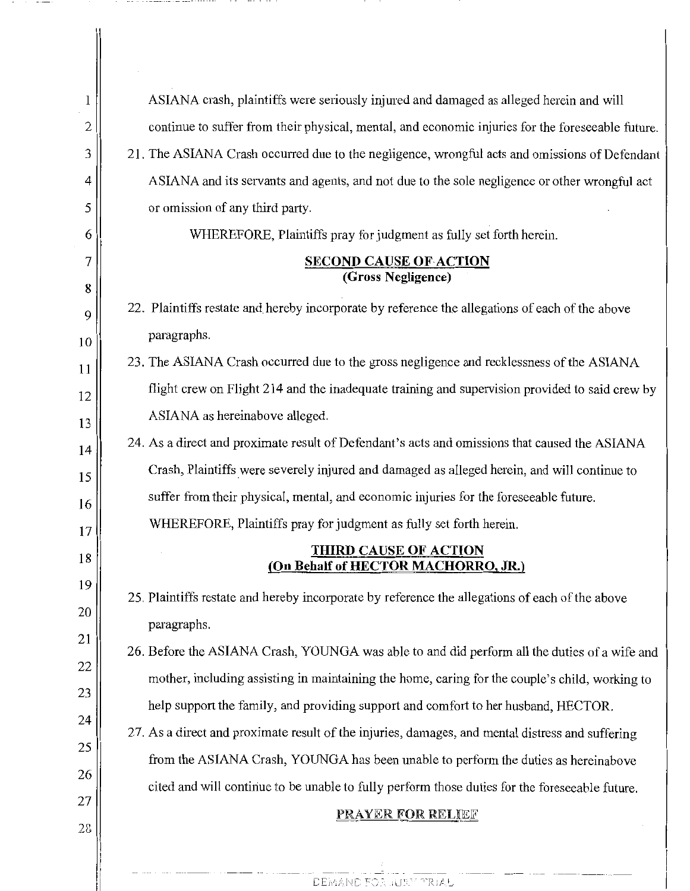ASIANA crash, plaintiffs were seriously injured and damaged as alleged herein and will continue to suffer from their physical, mental, and economic injuries for the foreseeable future.

21. The ASIANA Crash occurred due to the negligence, wrongful acts and omissions of Defendant ASIANA and its servants and agents, and not due to the sole negligence or other wrongful act or omission of any third party.

WHEREFORE, Plaintiffs pray for judgment as fully set forth herein.

## SECOND CAUSE OF ACTION
**(Gross Negligence)**

22. Plaintiffs restate and hereby incorporate by reference the allegations of each of the above paragraphs.

23. The ASIANA Crash occurred due to the gross negligence and recklessness of the ASIANA flight crew on Flight 214 and the inadequate training and supervision provided to said crew by ASIANA as hereinabove alleged.

24. As a direct and proximate result of Defendant's acts and omissions that caused the ASIANA Crash, Plaintiffs were severely injured and damaged as alleged herein, and will continue to suffer from their physical, mental, and economic injuries for the foreseeable future.

WHEREFORE, Plaintiffs pray for judgment as fully set forth herein.

## THIRD CAUSE OF ACTION
**(On Behalf of HECTOR MACHORRO, JR.)**

25. Plaintiffs restate and hereby incorporate by reference the allegations of each of the above paragraphs.

26. Before the ASIANA Crash, YOUNGA was able to and did perform all the duties of a wife and mother, including assisting in maintaining the home, caring for the couple's child, working to help support the family, and providing support and comfort to her husband, HECTOR.

27. As a direct and proximate result of the injuries, damages, and mental distress and suffering from the ASIANA Crash, YOUNGA has been unable to perform the duties as hereinabove cited and will continue to be unable to fully perform those duties for the foreseeable future.

## PRAYER FOR RELIEF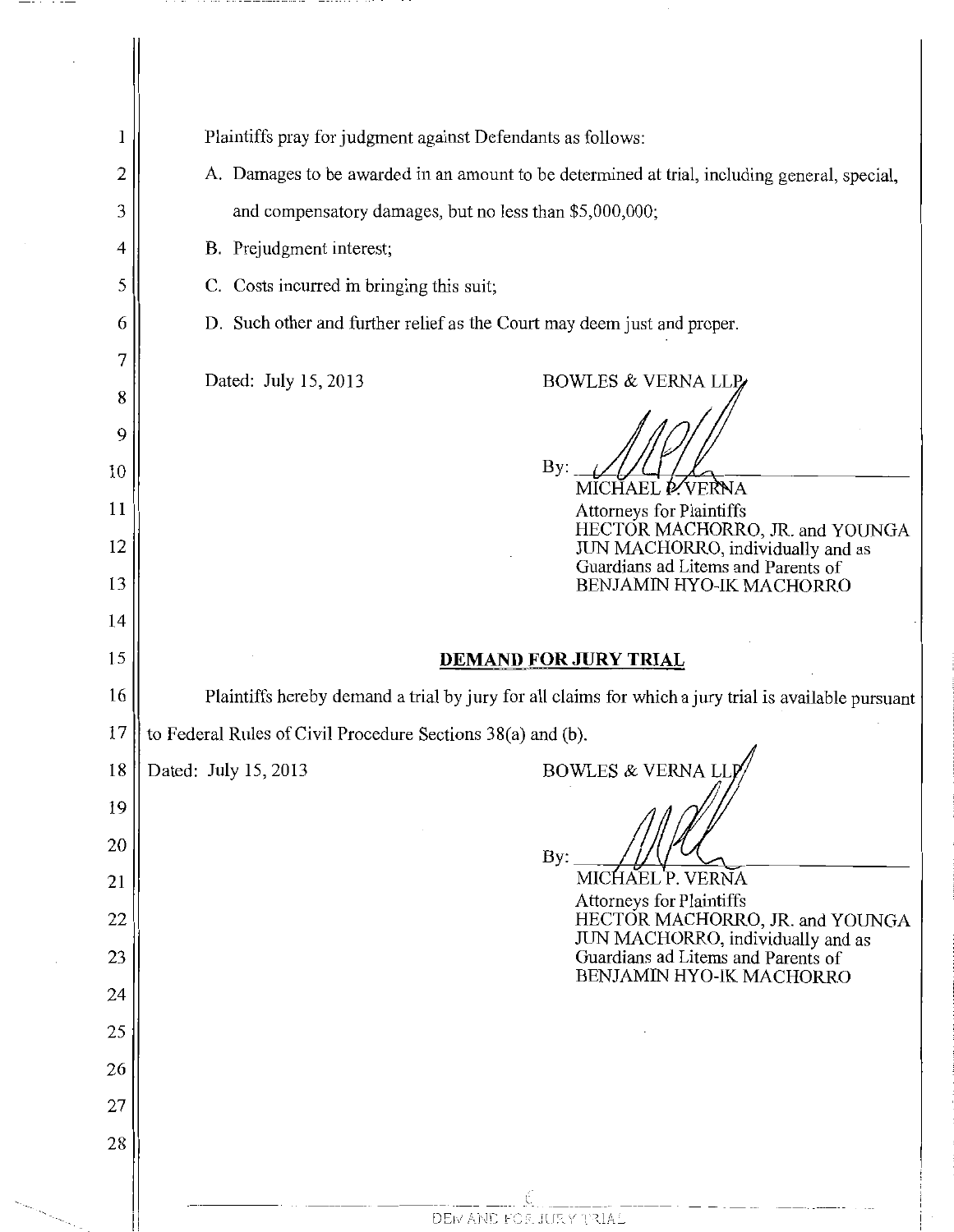Plaintiffs pray for judgment against Defendants as follows:

A. Damages to be awarded in an amount to be determined at trial, including general, special, and compensatory damages, but no less than $5,000,000;

B. Prejudgment interest;

C. Costs incurred in bringing this suit;

D. Such other and further relief as the Court may deem just and proper.

Dated: July 15, 2013

BOWLES & VERNA LLP

By: ______________________
MICHAEL P. VERNA
Attorneys for Plaintiffs
HECTOR MACHORRO, JR. and YOUNGA JUN MACHORRO, individually and as Guardians ad Litems and Parents of BENJAMIN HYO-IK MACHORRO

## DEMAND FOR JURY TRIAL

Plaintiffs hereby demand a trial by jury for all claims for which a jury trial is available pursuant to Federal Rules of Civil Procedure Sections 38(a) and (b).

Dated: July 15, 2013

BOWLES & VERNA LLP

By: ______________________
MICHAEL P. VERNA
Attorneys for Plaintiffs
HECTOR MACHORRO, JR. and YOUNGA JUN MACHORRO, individually and as Guardians ad Litems and Parents of BENJAMIN HYO-IK MACHORRO